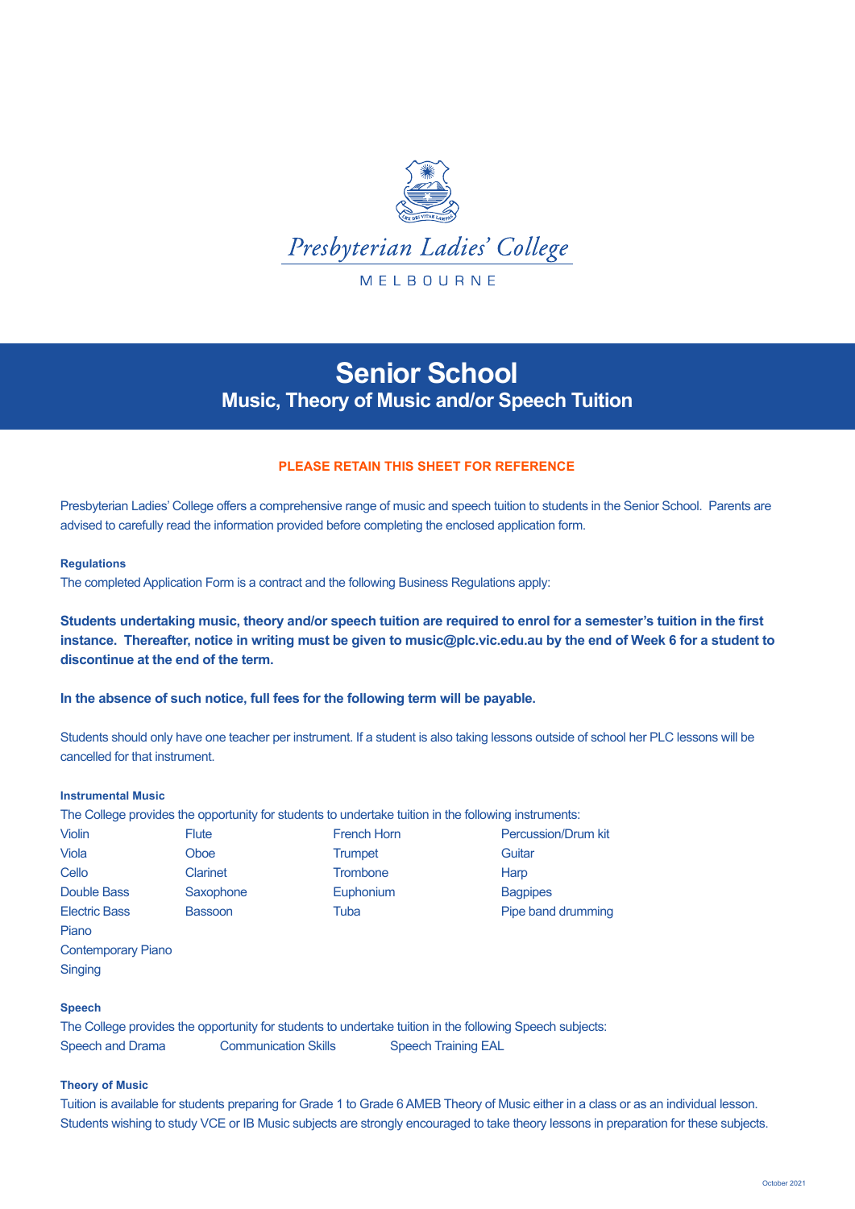Presbyterian Ladies' College

MELBOURNE

# Senior School

## Music, Theory of Music and/or Speech Tuition

**PLEASE RETAIN THIS SHEET FOR REFERENCE**

Presbyterian Ladies' College offers a comprehensive range of music and speech tuition to students in the Senior School. Parents are advised to carefully read the information provided before completing the enclosed application form.

### Regulations

The completed Application Form is a contract and the following Business Regulations apply:

**Students undertaking music, theory and/or speech tuition are required to enrol for a semester's tuition in the first instance. Thereafter, notice in writing must be given to music@plc.vic.edu.au by the end of Week 6 for a student to discontinue at the end of the term.**

**In the absence of such notice, full fees for the following term will be payable.**

Students should only have one teacher per instrument. If a student is also taking lessons outside of school her PLC lessons will be cancelled for that instrument.

### Instrumental Music

The College provides the opportunity for students to undertake tuition in the following instruments:

| | | | |
|---|---|---|---|
| Violin | Flute | French Horn | Percussion/Drum kit |
| Viola | Oboe | Trumpet | Guitar |
| Cello | Clarinet | Trombone | Harp |
| Double Bass | Saxophone | Euphonium | Bagpipes |
| Electric Bass | Bassoon | Tuba | Pipe band drumming |
| Piano | | | |
| Contemporary Piano | | | |
| Singing | | | |

### Speech

The College provides the opportunity for students to undertake tuition in the following Speech subjects:

Speech and Drama | Communication Skills | Speech Training EAL

### Theory of Music

Tuition is available for students preparing for Grade 1 to Grade 6 AMEB Theory of Music either in a class or as an individual lesson. Students wishing to study VCE or IB Music subjects are strongly encouraged to take theory lessons in preparation for these subjects.

October 2021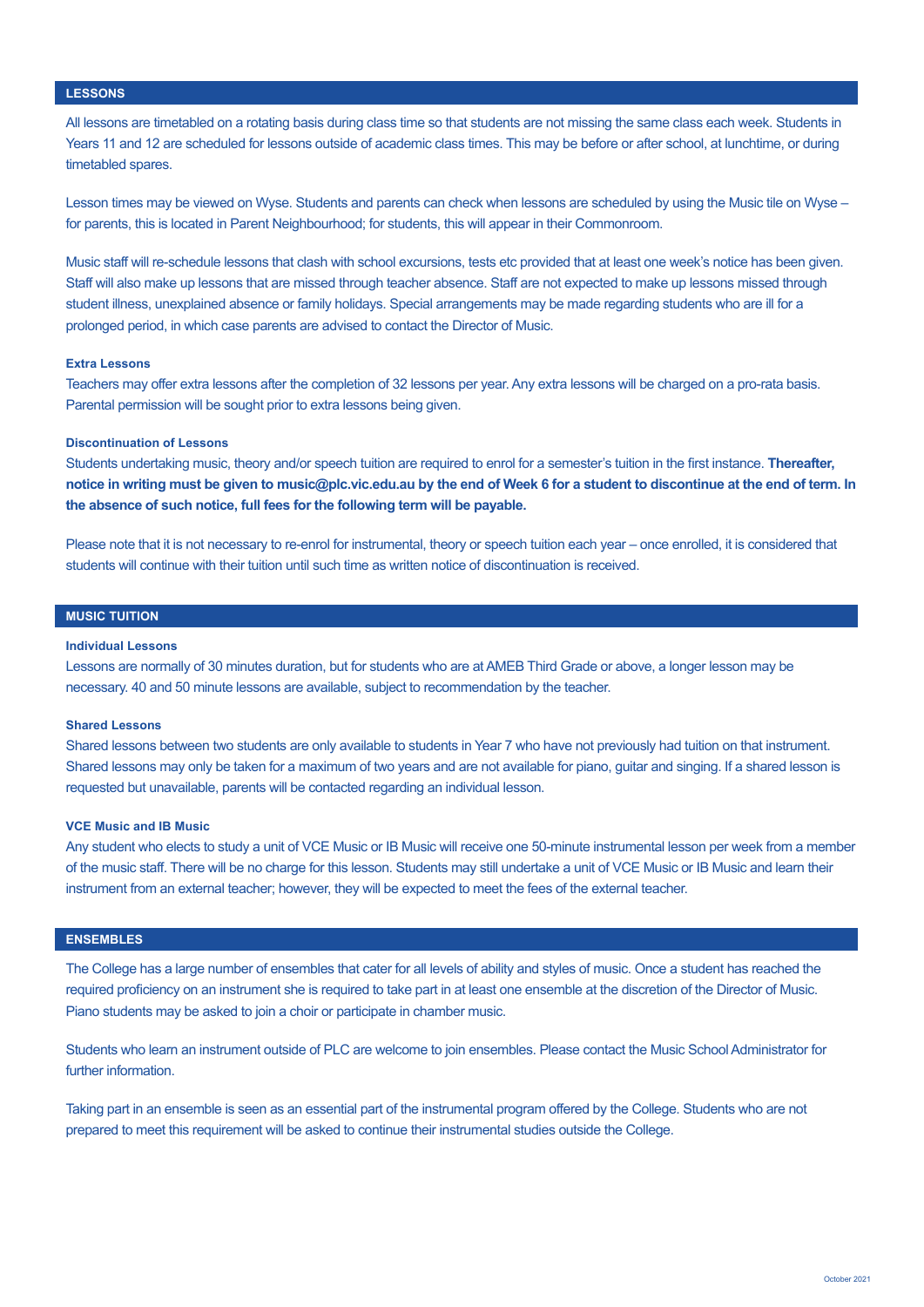## LESSONS

All lessons are timetabled on a rotating basis during class time so that students are not missing the same class each week. Students in Years 11 and 12 are scheduled for lessons outside of academic class times. This may be before or after school, at lunchtime, or during timetabled spares.

Lesson times may be viewed on Wyse. Students and parents can check when lessons are scheduled by using the Music tile on Wyse – for parents, this is located in Parent Neighbourhood; for students, this will appear in their Commonroom.

Music staff will re-schedule lessons that clash with school excursions, tests etc provided that at least one week's notice has been given. Staff will also make up lessons that are missed through teacher absence. Staff are not expected to make up lessons missed through student illness, unexplained absence or family holidays. Special arrangements may be made regarding students who are ill for a prolonged period, in which case parents are advised to contact the Director of Music.

### Extra Lessons

Teachers may offer extra lessons after the completion of 32 lessons per year. Any extra lessons will be charged on a pro-rata basis. Parental permission will be sought prior to extra lessons being given.

### Discontinuation of Lessons

Students undertaking music, theory and/or speech tuition are required to enrol for a semester's tuition in the first instance. **Thereafter, notice in writing must be given to music@plc.vic.edu.au by the end of Week 6 for a student to discontinue at the end of term. In the absence of such notice, full fees for the following term will be payable.**

Please note that it is not necessary to re-enrol for instrumental, theory or speech tuition each year – once enrolled, it is considered that students will continue with their tuition until such time as written notice of discontinuation is received.

## MUSIC TUITION

### Individual Lessons

Lessons are normally of 30 minutes duration, but for students who are at AMEB Third Grade or above, a longer lesson may be necessary. 40 and 50 minute lessons are available, subject to recommendation by the teacher.

### Shared Lessons

Shared lessons between two students are only available to students in Year 7 who have not previously had tuition on that instrument. Shared lessons may only be taken for a maximum of two years and are not available for piano, guitar and singing. If a shared lesson is requested but unavailable, parents will be contacted regarding an individual lesson.

### VCE Music and IB Music

Any student who elects to study a unit of VCE Music or IB Music will receive one 50-minute instrumental lesson per week from a member of the music staff. There will be no charge for this lesson. Students may still undertake a unit of VCE Music or IB Music and learn their instrument from an external teacher; however, they will be expected to meet the fees of the external teacher.

## ENSEMBLES

The College has a large number of ensembles that cater for all levels of ability and styles of music. Once a student has reached the required proficiency on an instrument she is required to take part in at least one ensemble at the discretion of the Director of Music. Piano students may be asked to join a choir or participate in chamber music.

Students who learn an instrument outside of PLC are welcome to join ensembles. Please contact the Music School Administrator for further information.

Taking part in an ensemble is seen as an essential part of the instrumental program offered by the College. Students who are not prepared to meet this requirement will be asked to continue their instrumental studies outside the College.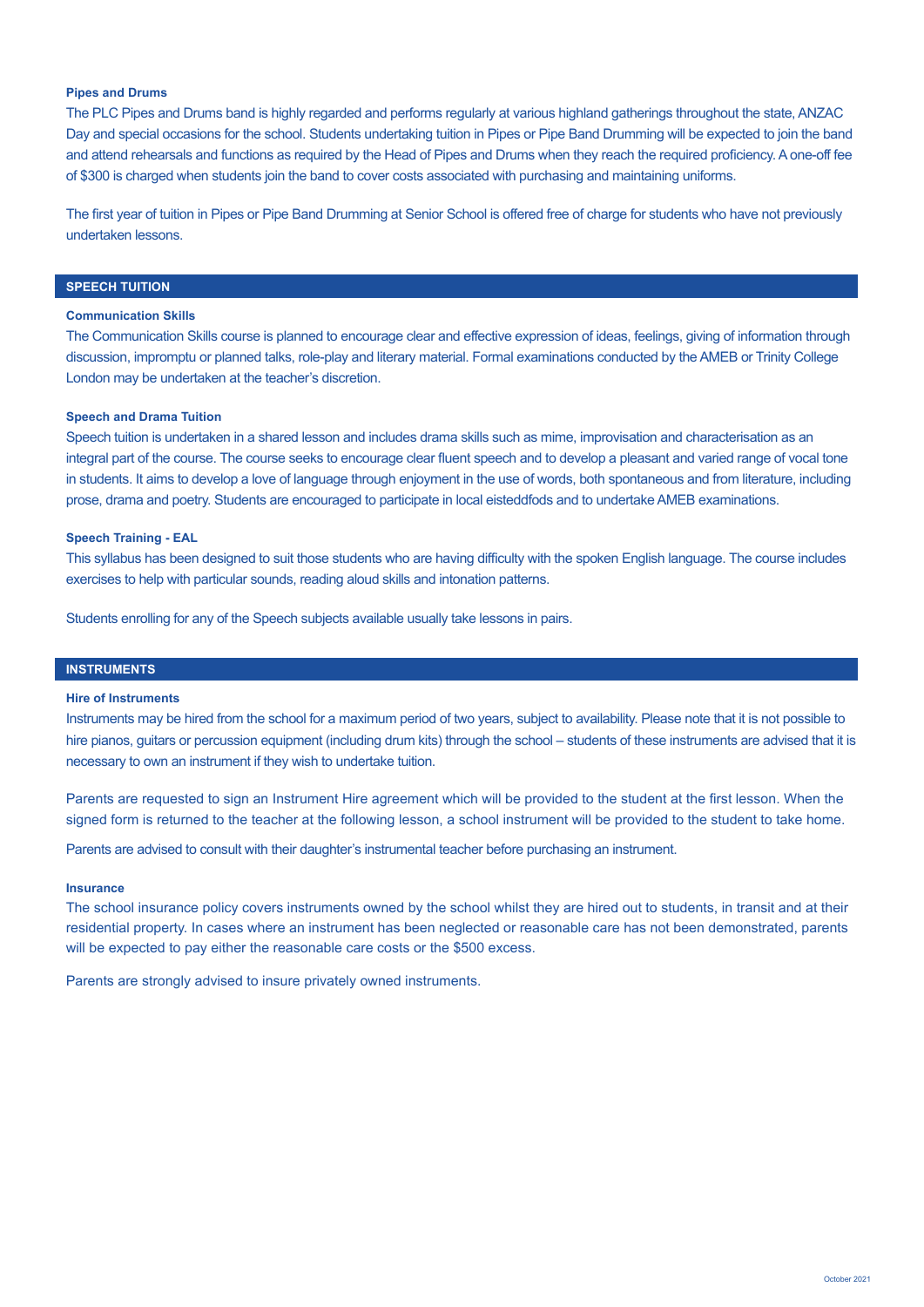### Pipes and Drums

The PLC Pipes and Drums band is highly regarded and performs regularly at various highland gatherings throughout the state, ANZAC Day and special occasions for the school. Students undertaking tuition in Pipes or Pipe Band Drumming will be expected to join the band and attend rehearsals and functions as required by the Head of Pipes and Drums when they reach the required proficiency. A one-off fee of $300 is charged when students join the band to cover costs associated with purchasing and maintaining uniforms.

The first year of tuition in Pipes or Pipe Band Drumming at Senior School is offered free of charge for students who have not previously undertaken lessons.

## SPEECH TUITION

### Communication Skills

The Communication Skills course is planned to encourage clear and effective expression of ideas, feelings, giving of information through discussion, impromptu or planned talks, role-play and literary material. Formal examinations conducted by the AMEB or Trinity College London may be undertaken at the teacher's discretion.

### Speech and Drama Tuition

Speech tuition is undertaken in a shared lesson and includes drama skills such as mime, improvisation and characterisation as an integral part of the course. The course seeks to encourage clear fluent speech and to develop a pleasant and varied range of vocal tone in students. It aims to develop a love of language through enjoyment in the use of words, both spontaneous and from literature, including prose, drama and poetry. Students are encouraged to participate in local eisteddfods and to undertake AMEB examinations.

### Speech Training - EAL

This syllabus has been designed to suit those students who are having difficulty with the spoken English language. The course includes exercises to help with particular sounds, reading aloud skills and intonation patterns.

Students enrolling for any of the Speech subjects available usually take lessons in pairs.

## INSTRUMENTS

### Hire of Instruments

Instruments may be hired from the school for a maximum period of two years, subject to availability. Please note that it is not possible to hire pianos, guitars or percussion equipment (including drum kits) through the school – students of these instruments are advised that it is necessary to own an instrument if they wish to undertake tuition.

Parents are requested to sign an Instrument Hire agreement which will be provided to the student at the first lesson. When the signed form is returned to the teacher at the following lesson, a school instrument will be provided to the student to take home.

Parents are advised to consult with their daughter's instrumental teacher before purchasing an instrument.

### Insurance

The school insurance policy covers instruments owned by the school whilst they are hired out to students, in transit and at their residential property. In cases where an instrument has been neglected or reasonable care has not been demonstrated, parents will be expected to pay either the reasonable care costs or the $500 excess.

Parents are strongly advised to insure privately owned instruments.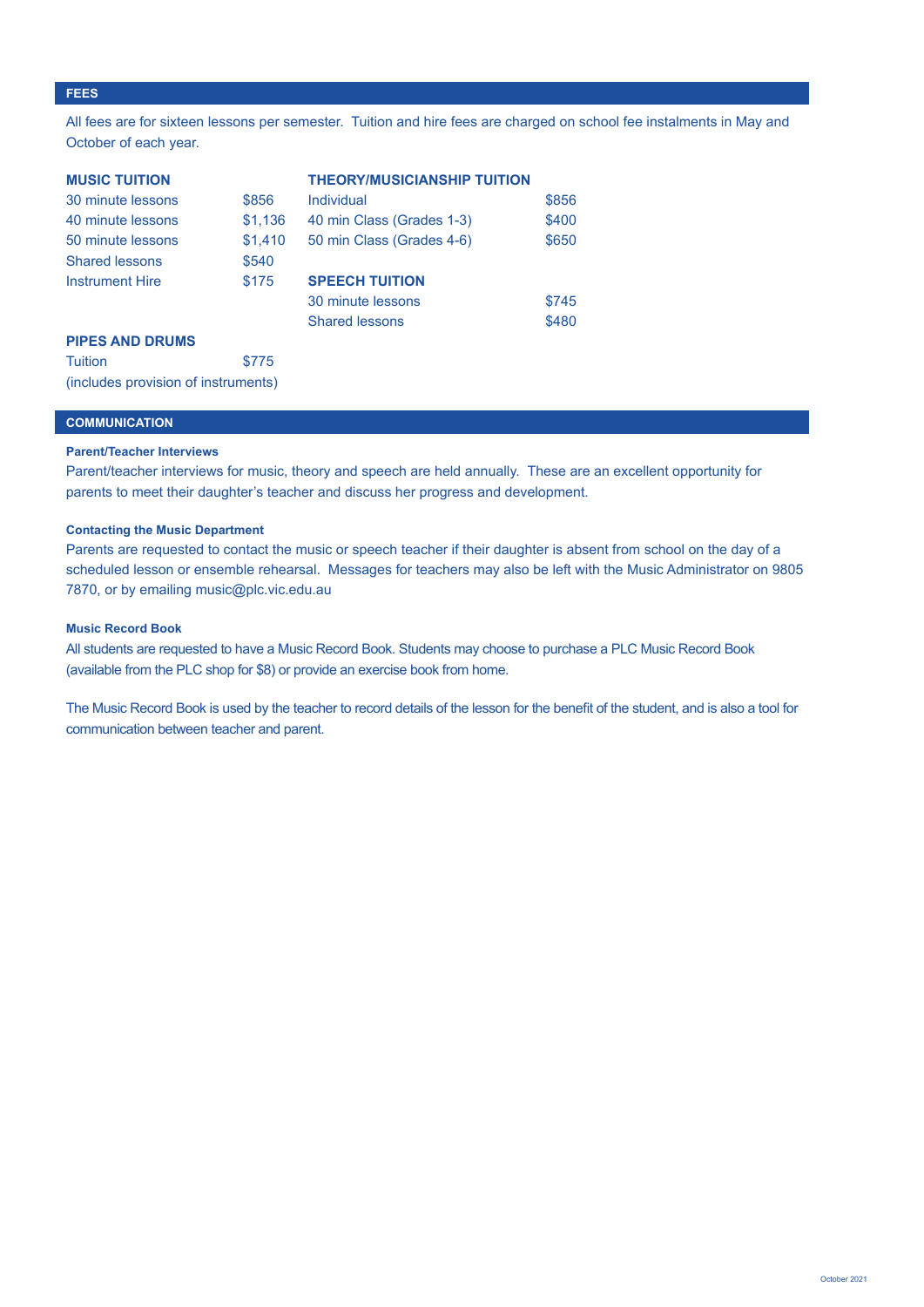## FEES

All fees are for sixteen lessons per semester. Tuition and hire fees are charged on school fee instalments in May and October of each year.

### MUSIC TUITION

| | |
|---|---|
| 30 minute lessons | $856 |
| 40 minute lessons | $1,136 |
| 50 minute lessons | $1,410 |
| Shared lessons | $540 |
| Instrument Hire | $175 |

### THEORY/MUSICIANSHIP TUITION

| | |
|---|---|
| Individual | $856 |
| 40 min Class (Grades 1-3) | $400 |
| 50 min Class (Grades 4-6) | $650 |

### SPEECH TUITION

| | |
|---|---|
| 30 minute lessons | $745 |
| Shared lessons | $480 |

### PIPES AND DRUMS

| | |
|---|---|
| Tuition | $775 |

(includes provision of instruments)

## COMMUNICATION

**Parent/Teacher Interviews**

Parent/teacher interviews for music, theory and speech are held annually. These are an excellent opportunity for parents to meet their daughter's teacher and discuss her progress and development.

**Contacting the Music Department**

Parents are requested to contact the music or speech teacher if their daughter is absent from school on the day of a scheduled lesson or ensemble rehearsal. Messages for teachers may also be left with the Music Administrator on 9805 7870, or by emailing music@plc.vic.edu.au

**Music Record Book**

All students are requested to have a Music Record Book. Students may choose to purchase a PLC Music Record Book (available from the PLC shop for $8) or provide an exercise book from home.

The Music Record Book is used by the teacher to record details of the lesson for the benefit of the student, and is also a tool for communication between teacher and parent.

October 2021